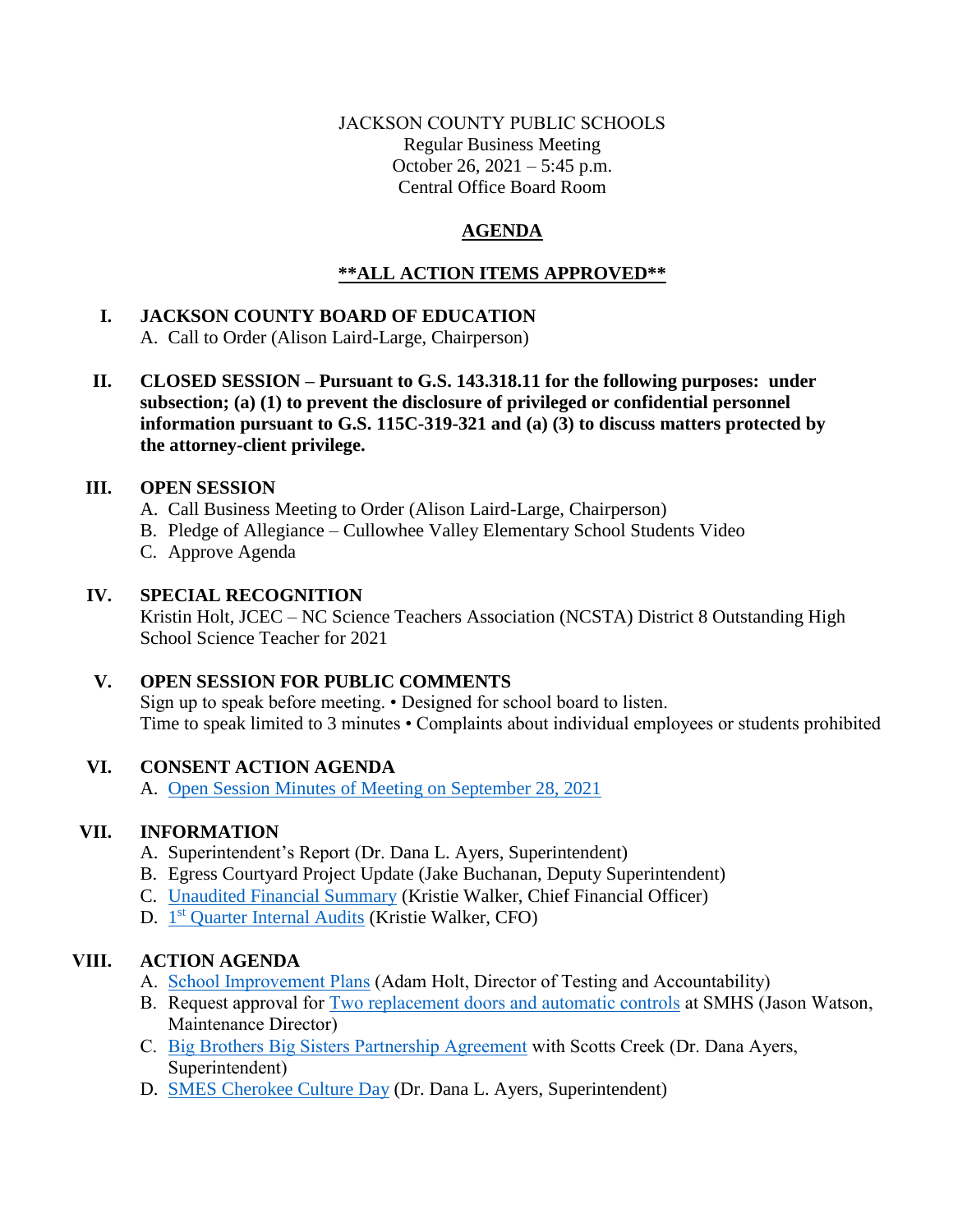JACKSON COUNTY PUBLIC SCHOOLS
Regular Business Meeting
October 26, 2021 – 5:45 p.m.
Central Office Board Room

# AGENDA

## **\*\*ALL ACTION ITEMS APPROVED\*\***

**I. JACKSON COUNTY BOARD OF EDUCATION**

A. Call to Order (Alison Laird-Large, Chairperson)

**II. CLOSED SESSION – Pursuant to G.S. 143.318.11 for the following purposes: under subsection; (a) (1) to prevent the disclosure of privileged or confidential personnel information pursuant to G.S. 115C-319-321 and (a) (3) to discuss matters protected by the attorney-client privilege.**

**III. OPEN SESSION**

A. Call Business Meeting to Order (Alison Laird-Large, Chairperson)
B. Pledge of Allegiance – Cullowhee Valley Elementary School Students Video
C. Approve Agenda

**IV. SPECIAL RECOGNITION**

Kristin Holt, JCEC – NC Science Teachers Association (NCSTA) District 8 Outstanding High School Science Teacher for 2021

**V. OPEN SESSION FOR PUBLIC COMMENTS**

Sign up to speak before meeting. • Designed for school board to listen.
Time to speak limited to 3 minutes • Complaints about individual employees or students prohibited

**VI. CONSENT ACTION AGENDA**

A. Open Session Minutes of Meeting on September 28, 2021

**VII. INFORMATION**

A. Superintendent's Report (Dr. Dana L. Ayers, Superintendent)
B. Egress Courtyard Project Update (Jake Buchanan, Deputy Superintendent)
C. Unaudited Financial Summary (Kristie Walker, Chief Financial Officer)
D. 1st Quarter Internal Audits (Kristie Walker, CFO)

**VIII. ACTION AGENDA**

A. School Improvement Plans (Adam Holt, Director of Testing and Accountability)
B. Request approval for Two replacement doors and automatic controls at SMHS (Jason Watson, Maintenance Director)
C. Big Brothers Big Sisters Partnership Agreement with Scotts Creek (Dr. Dana Ayers, Superintendent)
D. SMES Cherokee Culture Day (Dr. Dana L. Ayers, Superintendent)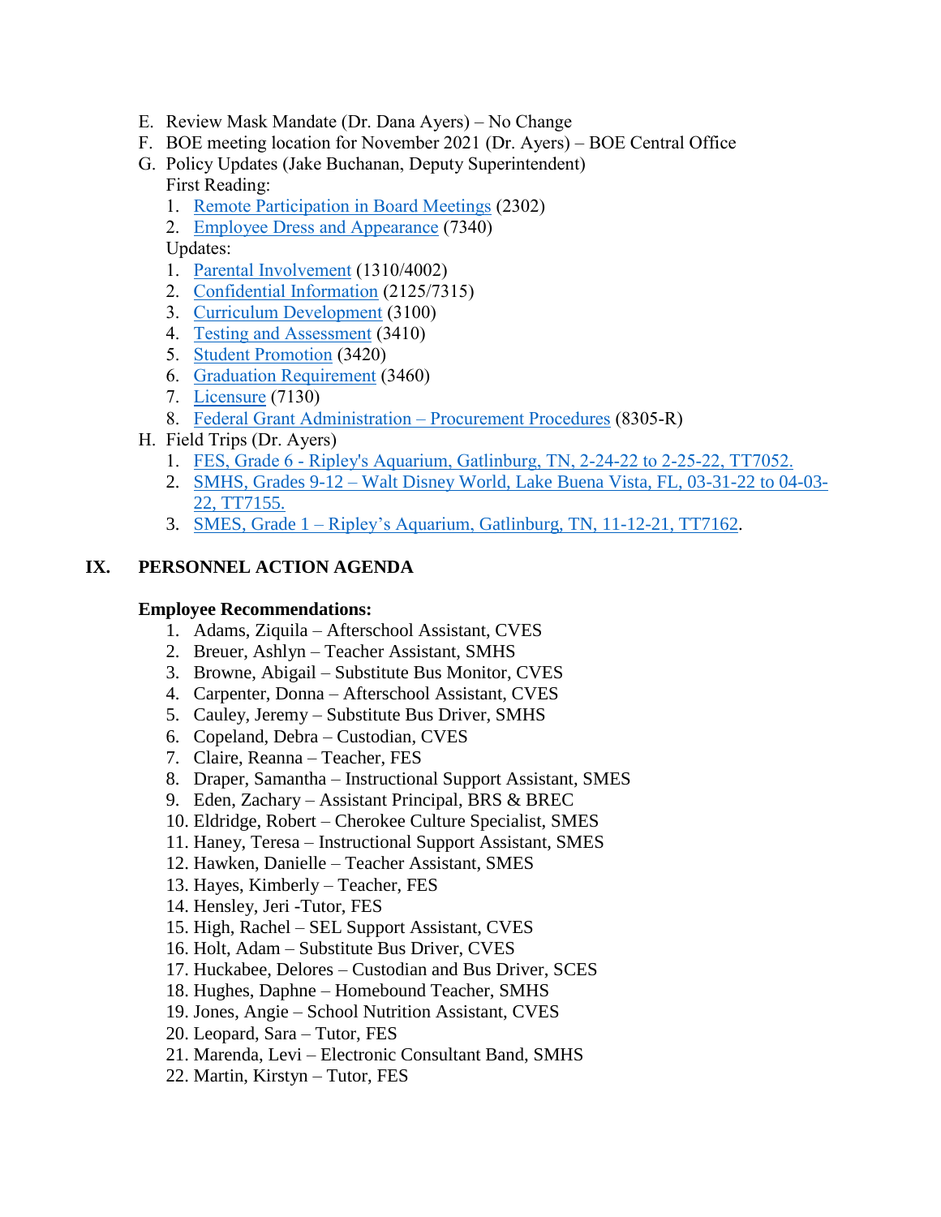E. Review Mask Mandate (Dr. Dana Ayers) – No Change
F. BOE meeting location for November 2021 (Dr. Ayers) – BOE Central Office
G. Policy Updates (Jake Buchanan, Deputy Superintendent)
   First Reading:
   1. Remote Participation in Board Meetings (2302)
   2. Employee Dress and Appearance (7340)

   Updates:
   1. Parental Involvement (1310/4002)
   2. Confidential Information (2125/7315)
   3. Curriculum Development (3100)
   4. Testing and Assessment (3410)
   5. Student Promotion (3420)
   6. Graduation Requirement (3460)
   7. Licensure (7130)
   8. Federal Grant Administration – Procurement Procedures (8305-R)
H. Field Trips (Dr. Ayers)
   1. FES, Grade 6 - Ripley's Aquarium, Gatlinburg, TN, 2-24-22 to 2-25-22, TT7052.
   2. SMHS, Grades 9-12 – Walt Disney World, Lake Buena Vista, FL, 03-31-22 to 04-03-22, TT7155.
   3. SMES, Grade 1 – Ripley's Aquarium, Gatlinburg, TN, 11-12-21, TT7162.

## IX. PERSONNEL ACTION AGENDA

**Employee Recommendations:**

1. Adams, Ziquila – Afterschool Assistant, CVES
2. Breuer, Ashlyn – Teacher Assistant, SMHS
3. Browne, Abigail – Substitute Bus Monitor, CVES
4. Carpenter, Donna – Afterschool Assistant, CVES
5. Cauley, Jeremy – Substitute Bus Driver, SMHS
6. Copeland, Debra – Custodian, CVES
7. Claire, Reanna – Teacher, FES
8. Draper, Samantha – Instructional Support Assistant, SMES
9. Eden, Zachary – Assistant Principal, BRS & BREC
10. Eldridge, Robert – Cherokee Culture Specialist, SMES
11. Haney, Teresa – Instructional Support Assistant, SMES
12. Hawken, Danielle – Teacher Assistant, SMES
13. Hayes, Kimberly – Teacher, FES
14. Hensley, Jeri -Tutor, FES
15. High, Rachel – SEL Support Assistant, CVES
16. Holt, Adam – Substitute Bus Driver, CVES
17. Huckabee, Delores – Custodian and Bus Driver, SCES
18. Hughes, Daphne – Homebound Teacher, SMHS
19. Jones, Angie – School Nutrition Assistant, CVES
20. Leopard, Sara – Tutor, FES
21. Marenda, Levi – Electronic Consultant Band, SMHS
22. Martin, Kirstyn – Tutor, FES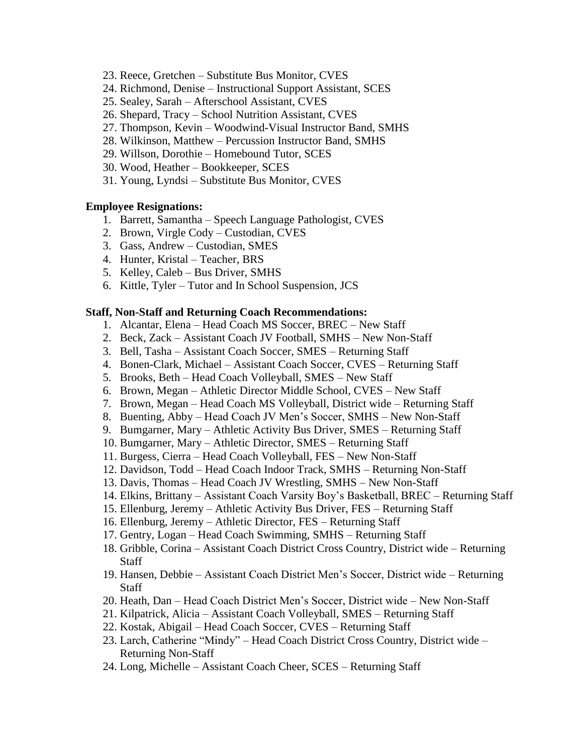23. Reece, Gretchen – Substitute Bus Monitor, CVES
24. Richmond, Denise – Instructional Support Assistant, SCES
25. Sealey, Sarah – Afterschool Assistant, CVES
26. Shepard, Tracy – School Nutrition Assistant, CVES
27. Thompson, Kevin – Woodwind-Visual Instructor Band, SMHS
28. Wilkinson, Matthew – Percussion Instructor Band, SMHS
29. Willson, Dorothie – Homebound Tutor, SCES
30. Wood, Heather – Bookkeeper, SCES
31. Young, Lyndsi – Substitute Bus Monitor, CVES

**Employee Resignations:**

1. Barrett, Samantha – Speech Language Pathologist, CVES
2. Brown, Virgle Cody – Custodian, CVES
3. Gass, Andrew – Custodian, SMES
4. Hunter, Kristal – Teacher, BRS
5. Kelley, Caleb – Bus Driver, SMHS
6. Kittle, Tyler – Tutor and In School Suspension, JCS

**Staff, Non-Staff and Returning Coach Recommendations:**

1. Alcantar, Elena – Head Coach MS Soccer, BREC – New Staff
2. Beck, Zack – Assistant Coach JV Football, SMHS – New Non-Staff
3. Bell, Tasha – Assistant Coach Soccer, SMES – Returning Staff
4. Bonen-Clark, Michael – Assistant Coach Soccer, CVES – Returning Staff
5. Brooks, Beth – Head Coach Volleyball, SMES – New Staff
6. Brown, Megan – Athletic Director Middle School, CVES – New Staff
7. Brown, Megan – Head Coach MS Volleyball, District wide – Returning Staff
8. Buenting, Abby – Head Coach JV Men's Soccer, SMHS – New Non-Staff
9. Bumgarner, Mary – Athletic Activity Bus Driver, SMES – Returning Staff
10. Bumgarner, Mary – Athletic Director, SMES – Returning Staff
11. Burgess, Cierra – Head Coach Volleyball, FES – New Non-Staff
12. Davidson, Todd – Head Coach Indoor Track, SMHS – Returning Non-Staff
13. Davis, Thomas – Head Coach JV Wrestling, SMHS – New Non-Staff
14. Elkins, Brittany – Assistant Coach Varsity Boy's Basketball, BREC – Returning Staff
15. Ellenburg, Jeremy – Athletic Activity Bus Driver, FES – Returning Staff
16. Ellenburg, Jeremy – Athletic Director, FES – Returning Staff
17. Gentry, Logan – Head Coach Swimming, SMHS – Returning Staff
18. Gribble, Corina – Assistant Coach District Cross Country, District wide – Returning Staff
19. Hansen, Debbie – Assistant Coach District Men's Soccer, District wide – Returning Staff
20. Heath, Dan – Head Coach District Men's Soccer, District wide – New Non-Staff
21. Kilpatrick, Alicia – Assistant Coach Volleyball, SMES – Returning Staff
22. Kostak, Abigail – Head Coach Soccer, CVES – Returning Staff
23. Larch, Catherine "Mindy" – Head Coach District Cross Country, District wide – Returning Non-Staff
24. Long, Michelle – Assistant Coach Cheer, SCES – Returning Staff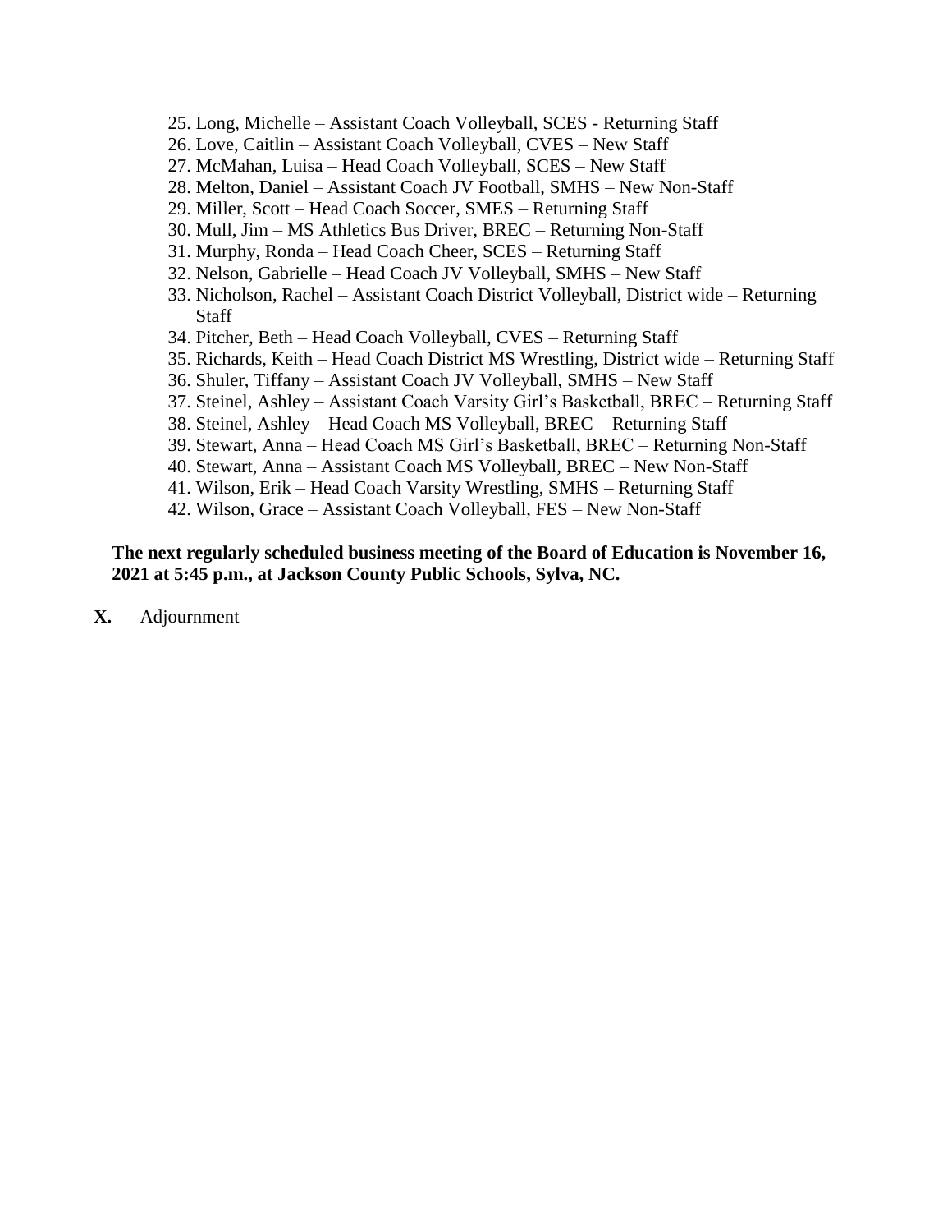25. Long, Michelle – Assistant Coach Volleyball, SCES - Returning Staff
26. Love, Caitlin – Assistant Coach Volleyball, CVES – New Staff
27. McMahan, Luisa – Head Coach Volleyball, SCES – New Staff
28. Melton, Daniel – Assistant Coach JV Football, SMHS – New Non-Staff
29. Miller, Scott – Head Coach Soccer, SMES – Returning Staff
30. Mull, Jim – MS Athletics Bus Driver, BREC – Returning Non-Staff
31. Murphy, Ronda – Head Coach Cheer, SCES – Returning Staff
32. Nelson, Gabrielle – Head Coach JV Volleyball, SMHS – New Staff
33. Nicholson, Rachel – Assistant Coach District Volleyball, District wide – Returning Staff
34. Pitcher, Beth – Head Coach Volleyball, CVES – Returning Staff
35. Richards, Keith – Head Coach District MS Wrestling, District wide – Returning Staff
36. Shuler, Tiffany – Assistant Coach JV Volleyball, SMHS – New Staff
37. Steinel, Ashley – Assistant Coach Varsity Girl's Basketball, BREC – Returning Staff
38. Steinel, Ashley – Head Coach MS Volleyball, BREC – Returning Staff
39. Stewart, Anna – Head Coach MS Girl's Basketball, BREC – Returning Non-Staff
40. Stewart, Anna – Assistant Coach MS Volleyball, BREC – New Non-Staff
41. Wilson, Erik – Head Coach Varsity Wrestling, SMHS – Returning Staff
42. Wilson, Grace – Assistant Coach Volleyball, FES – New Non-Staff

**The next regularly scheduled business meeting of the Board of Education is November 16, 2021 at 5:45 p.m., at Jackson County Public Schools, Sylva, NC.**

**X.** Adjournment